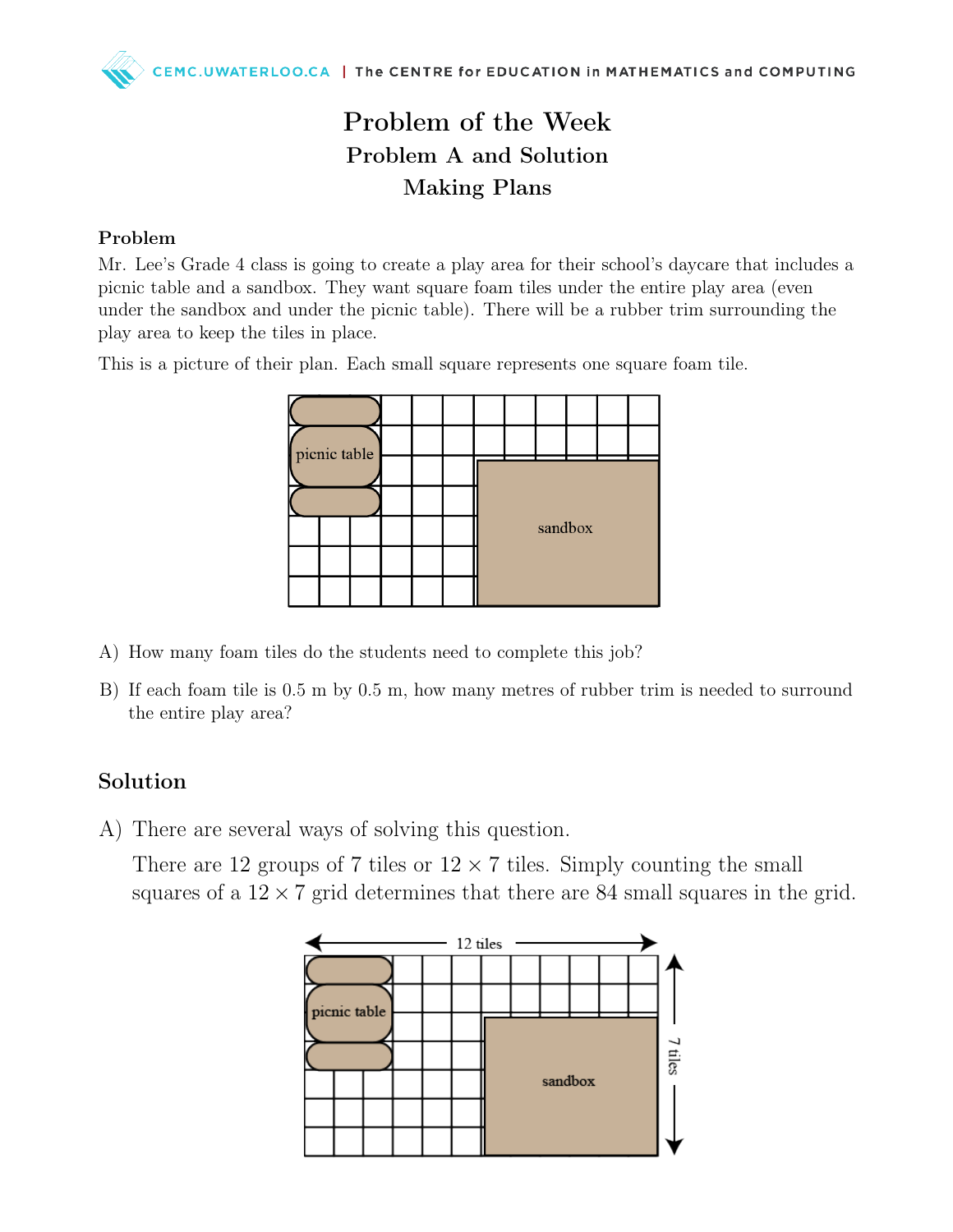# Problem of the Week

## Problem A and Solution

## Making Plans

### Problem

Mr. Lee's Grade 4 class is going to create a play area for their school's daycare that includes a picnic table and a sandbox. They want square foam tiles under the entire play area (even under the sandbox and under the picnic table). There will be a rubber trim surrounding the play area to keep the tiles in place.

This is a picture of their plan. Each small square represents one square foam tile.

A) How many foam tiles do the students need to complete this job?

B) If each foam tile is 0.5 m by 0.5 m, how many metres of rubber trim is needed to surround the entire play area?

## Solution

A) There are several ways of solving this question.

There are 12 groups of 7 tiles or $12 \times 7$ tiles. Simply counting the small squares of a $12 \times 7$ grid determines that there are 84 small squares in the grid.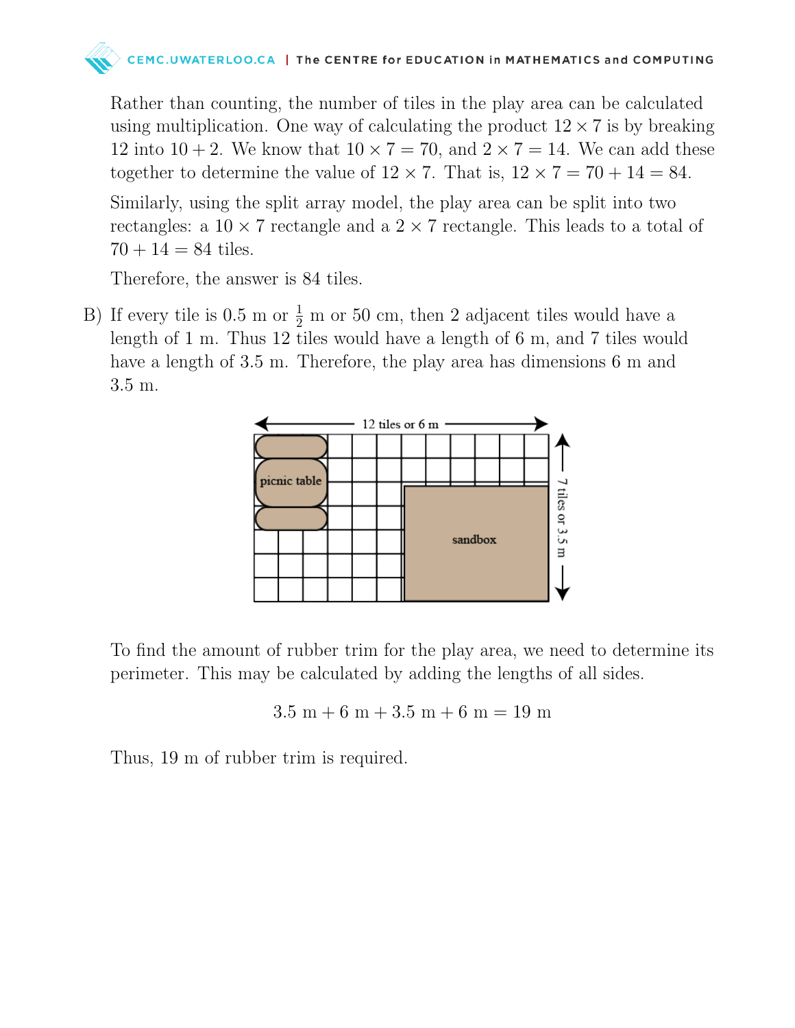Rather than counting, the number of tiles in the play area can be calculated using multiplication. One way of calculating the product $12 \times 7$ is by breaking 12 into $10 + 2$. We know that $10 \times 7 = 70$, and $2 \times 7 = 14$. We can add these together to determine the value of $12 \times 7$. That is, $12 \times 7 = 70 + 14 = 84$.

Similarly, using the split array model, the play area can be split into two rectangles: a $10 \times 7$ rectangle and a $2 \times 7$ rectangle. This leads to a total of $70 + 14 = 84$ tiles.

Therefore, the answer is 84 tiles.

B) If every tile is 0.5 m or $\frac{1}{2}$ m or 50 cm, then 2 adjacent tiles would have a length of 1 m. Thus 12 tiles would have a length of 6 m, and 7 tiles would have a length of 3.5 m. Therefore, the play area has dimensions 6 m and 3.5 m.

To find the amount of rubber trim for the play area, we need to determine its perimeter. This may be calculated by adding the lengths of all sides.

$$3.5 \text{ m} + 6 \text{ m} + 3.5 \text{ m} + 6 \text{ m} = 19 \text{ m}$$

Thus, 19 m of rubber trim is required.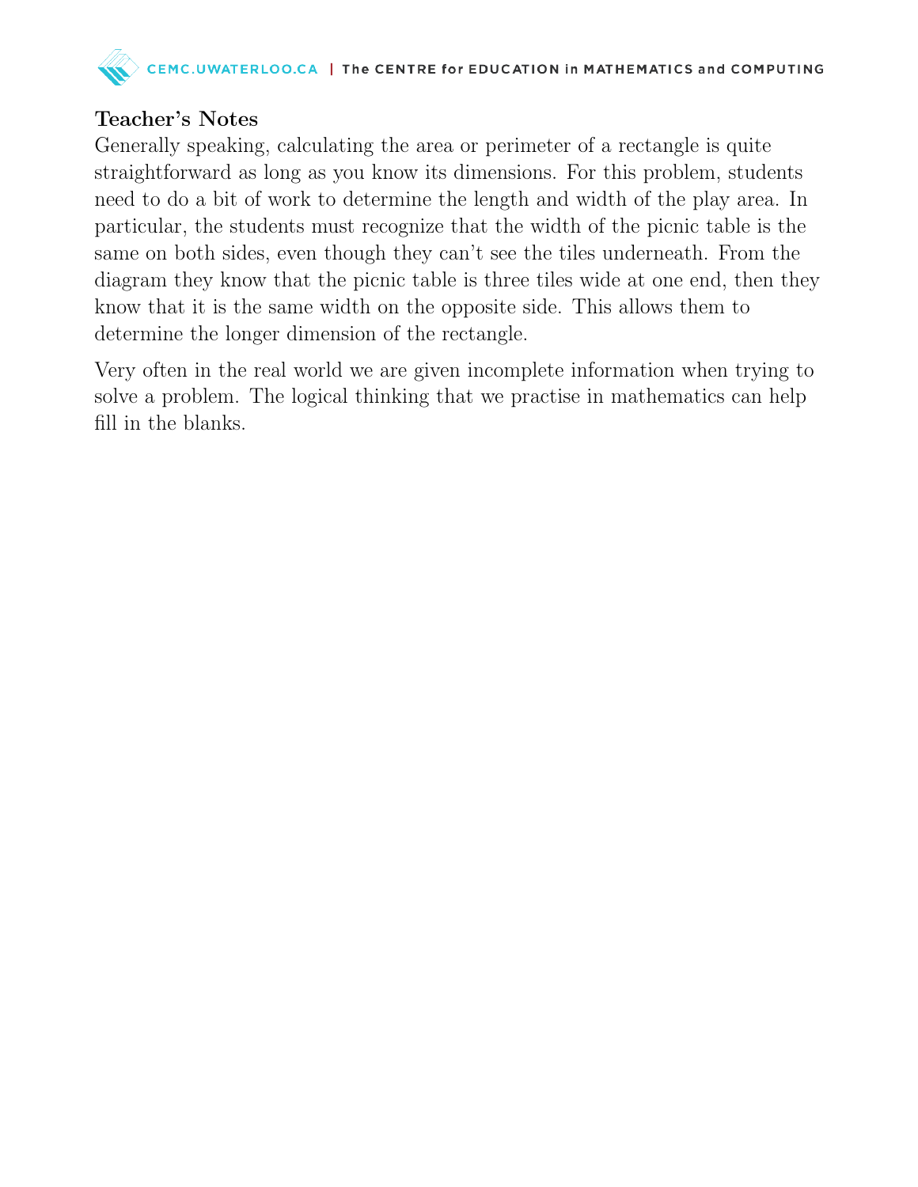**Teacher's Notes**

Generally speaking, calculating the area or perimeter of a rectangle is quite straightforward as long as you know its dimensions. For this problem, students need to do a bit of work to determine the length and width of the play area. In particular, the students must recognize that the width of the picnic table is the same on both sides, even though they can't see the tiles underneath. From the diagram they know that the picnic table is three tiles wide at one end, then they know that it is the same width on the opposite side. This allows them to determine the longer dimension of the rectangle.

Very often in the real world we are given incomplete information when trying to solve a problem. The logical thinking that we practise in mathematics can help fill in the blanks.